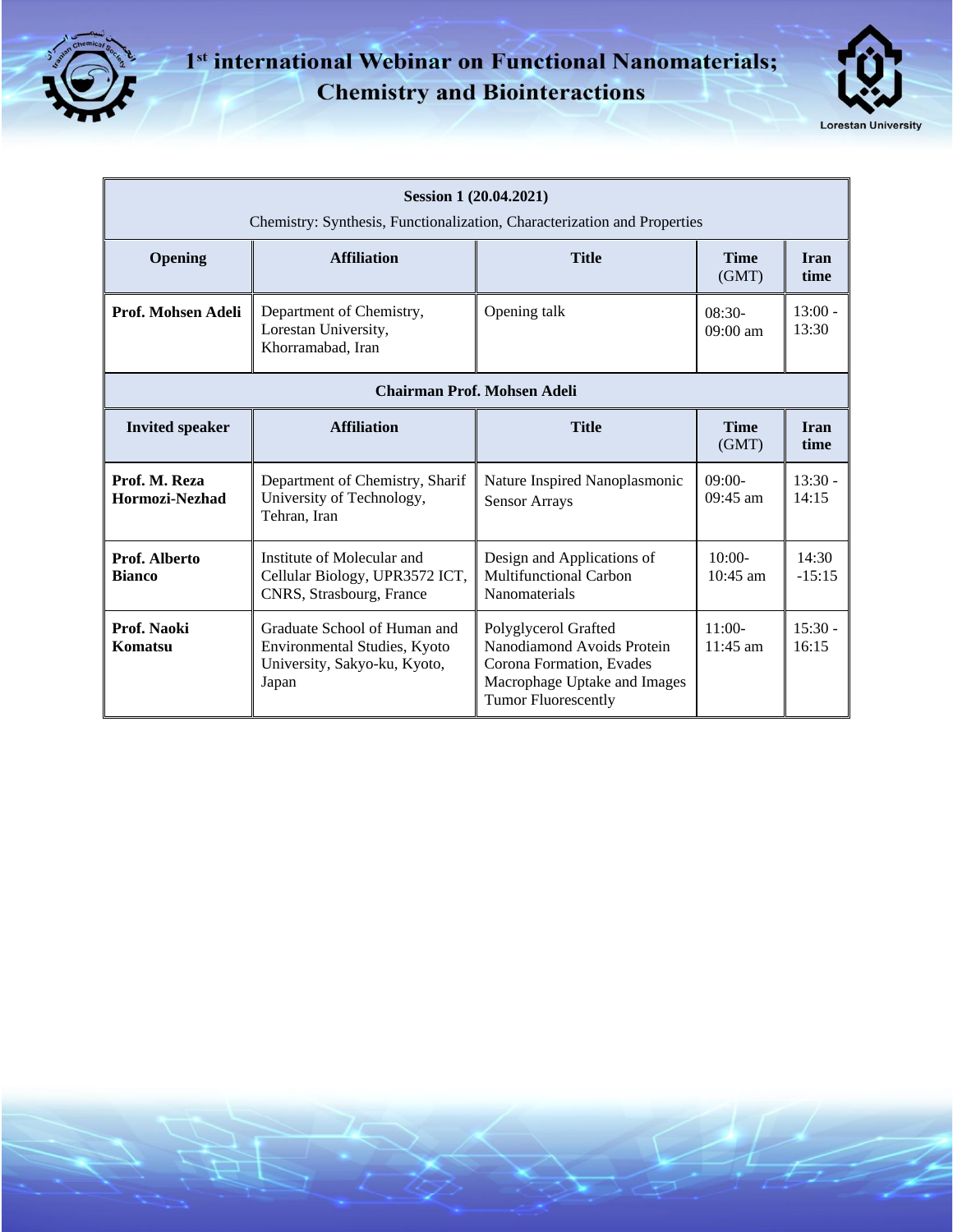# 1st international Webinar on Functional Nanomaterials; Chemistry and Biointeractions

Lorestan University

| Session 1 (20.04.2021) Chemistry: Synthesis, Functionalization, Characterization and Properties | | | | |
|---|---|---|---|---|
| **Opening** | **Affiliation** | **Title** | **Time** (GMT) | **Iran time** |
| **Prof. Mohsen Adeli** | Department of Chemistry, Lorestan University, Khorramabad, Iran | Opening talk | 08:30- 09:00 am | 13:00 - 13:30 |
| **Chairman Prof. Mohsen Adeli** | | | | |
| **Invited speaker** | **Affiliation** | **Title** | **Time** (GMT) | **Iran time** |
| **Prof. M. Reza Hormozi-Nezhad** | Department of Chemistry, Sharif University of Technology, Tehran, Iran | Nature Inspired Nanoplasmonic Sensor Arrays | 09:00- 09:45 am | 13:30 - 14:15 |
| **Prof. Alberto Bianco** | Institute of Molecular and Cellular Biology, UPR3572 ICT, CNRS, Strasbourg, France | Design and Applications of Multifunctional Carbon Nanomaterials | 10:00- 10:45 am | 14:30 -15:15 |
| **Prof. Naoki Komatsu** | Graduate School of Human and Environmental Studies, Kyoto University, Sakyo-ku, Kyoto, Japan | Polyglycerol Grafted Nanodiamond Avoids Protein Corona Formation, Evades Macrophage Uptake and Images Tumor Fluorescently | 11:00- 11:45 am | 15:30 - 16:15 |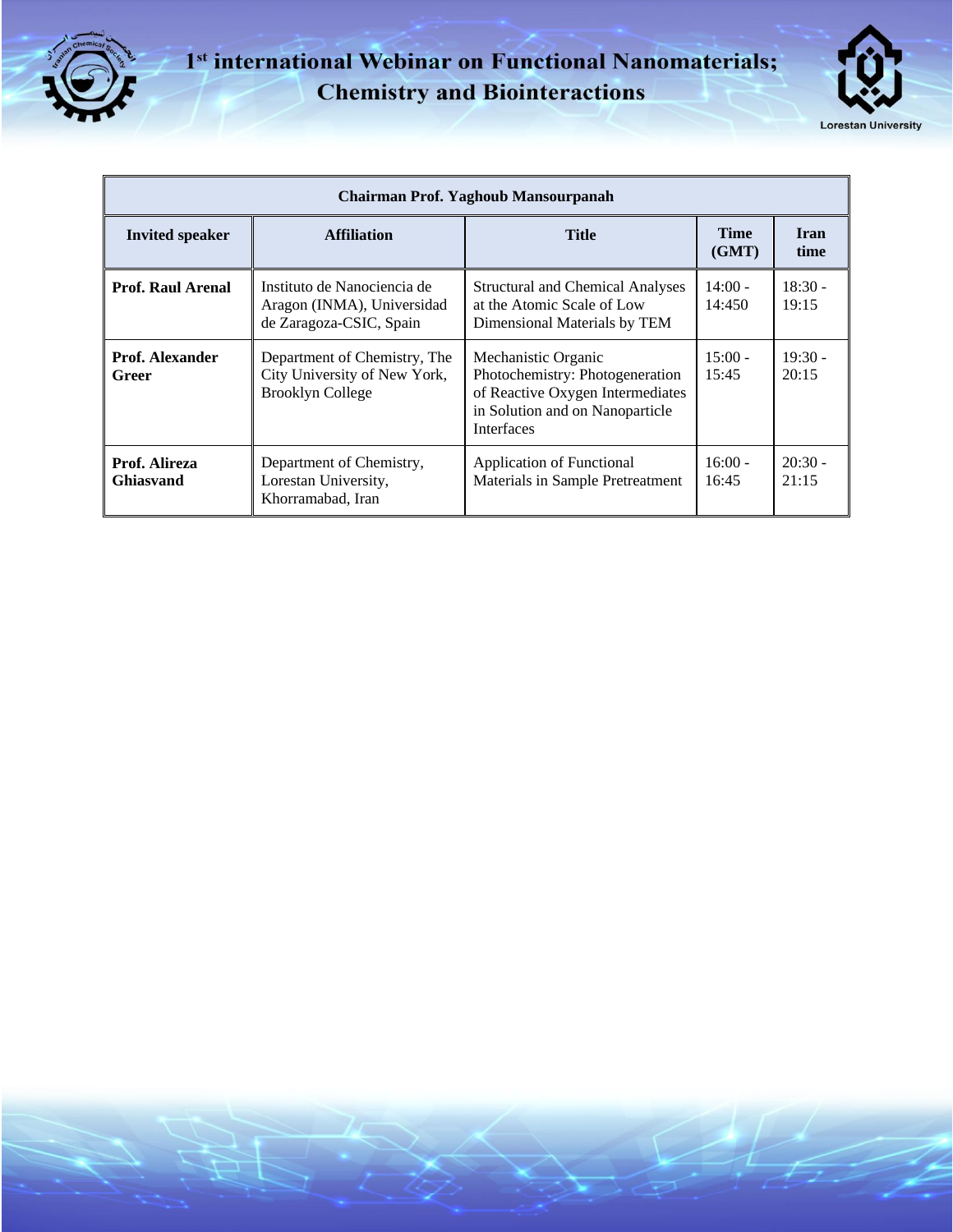# 1st international Webinar on Functional Nanomaterials; Chemistry and Biointeractions

| Chairman Prof. Yaghoub Mansourpanah | | | | |
|---|---|---|---|---|
| **Invited speaker** | **Affiliation** | **Title** | **Time (GMT)** | **Iran time** |
| **Prof. Raul Arenal** | Instituto de Nanociencia de Aragon (INMA), Universidad de Zaragoza-CSIC, Spain | Structural and Chemical Analyses at the Atomic Scale of Low Dimensional Materials by TEM | 14:00 - 14:450 | 18:30 - 19:15 |
| **Prof. Alexander Greer** | Department of Chemistry, The City University of New York, Brooklyn College | Mechanistic Organic Photochemistry: Photogeneration of Reactive Oxygen Intermediates in Solution and on Nanoparticle Interfaces | 15:00 - 15:45 | 19:30 - 20:15 |
| **Prof. Alireza Ghiasvand** | Department of Chemistry, Lorestan University, Khorramabad, Iran | Application of Functional Materials in Sample Pretreatment | 16:00 - 16:45 | 20:30 - 21:15 |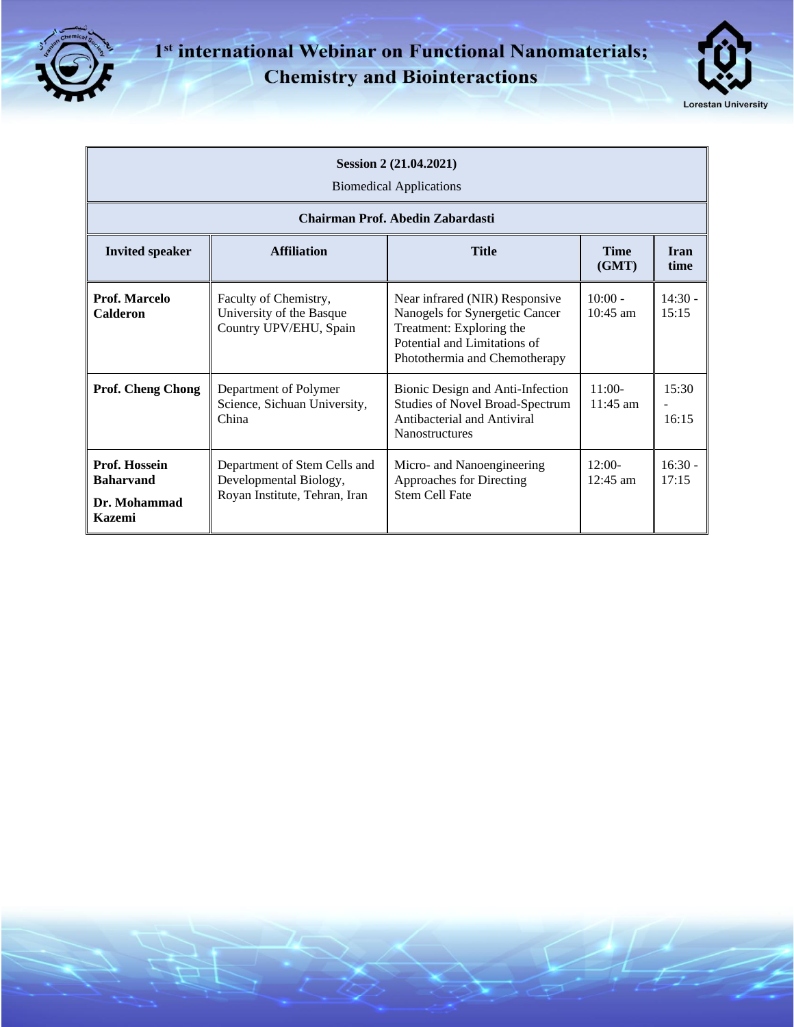# 1[st] international Webinar on Functional Nanomaterials; Chemistry and Biointeractions

| Session 2 (21.04.2021) Biomedical Applications | | | | |
|---|---|---|---|---|
| **Chairman Prof. Abedin Zabardasti** | | | | |
| **Invited speaker** | **Affiliation** | **Title** | **Time (GMT)** | **Iran time** |
| **Prof. Marcelo Calderon** | Faculty of Chemistry, University of the Basque Country UPV/EHU, Spain | Near infrared (NIR) Responsive Nanogels for Synergetic Cancer Treatment: Exploring the Potential and Limitations of Photothermia and Chemotherapy | 10:00 - 10:45 am | 14:30 - 15:15 |
| **Prof. Cheng Chong** | Department of Polymer Science, Sichuan University, China | Bionic Design and Anti-Infection Studies of Novel Broad-Spectrum Antibacterial and Antiviral Nanostructures | 11:00- 11:45 am | 15:30 - 16:15 |
| **Prof. Hossein Baharvand** <br> **Dr. Mohammad Kazemi** | Department of Stem Cells and Developmental Biology, Royan Institute, Tehran, Iran | Micro- and Nanoengineering Approaches for Directing Stem Cell Fate | 12:00- 12:45 am | 16:30 - 17:15 |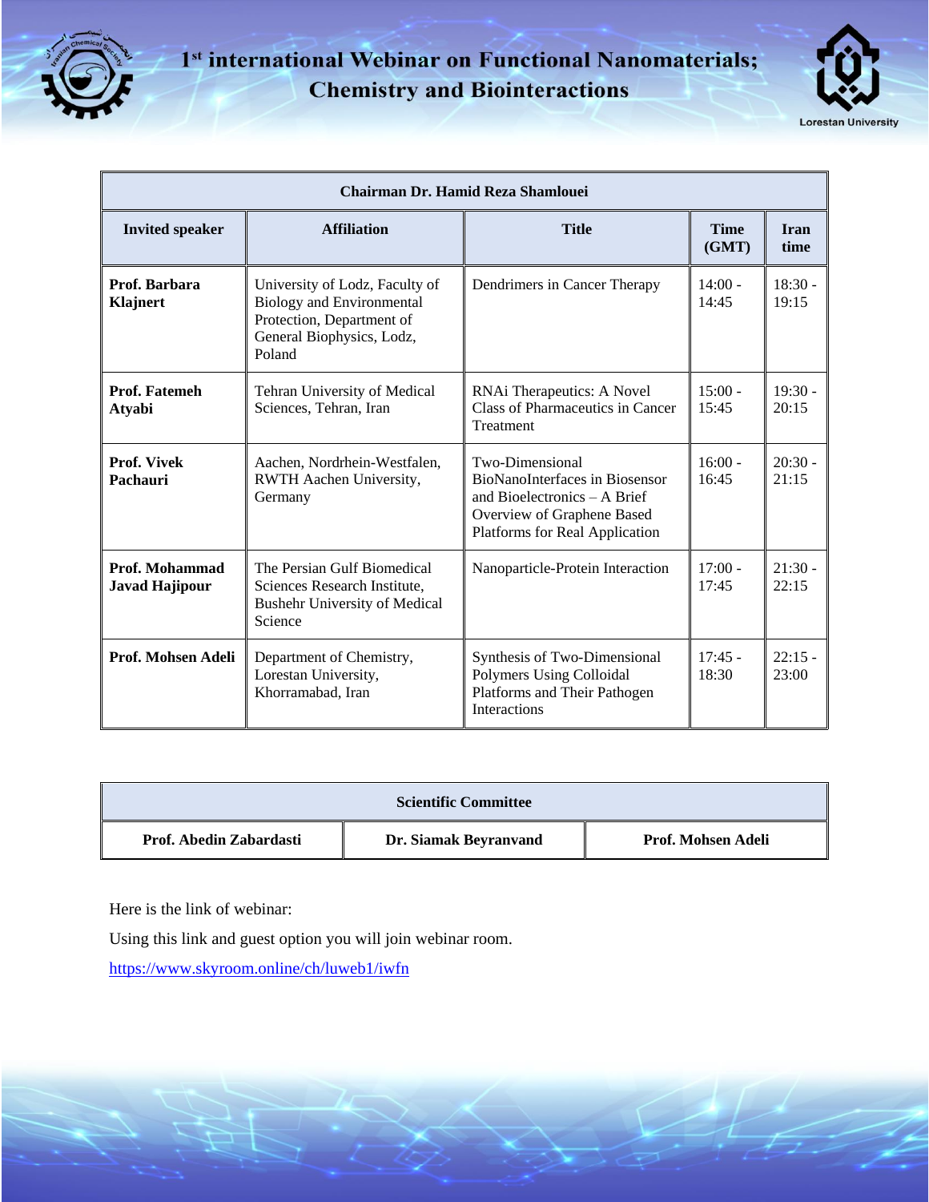# 1st international Webinar on Functional Nanomaterials; Chemistry and Biointeractions

Lorestan University

| Chairman Dr. Hamid Reza Shamlouei | | | | |
|---|---|---|---|---|
| **Invited speaker** | **Affiliation** | **Title** | **Time (GMT)** | **Iran time** |
| **Prof. Barbara Klajnert** | University of Lodz, Faculty of Biology and Environmental Protection, Department of General Biophysics, Lodz, Poland | Dendrimers in Cancer Therapy | 14:00 - 14:45 | 18:30 - 19:15 |
| **Prof. Fatemeh Atyabi** | Tehran University of Medical Sciences, Tehran, Iran | RNAi Therapeutics: A Novel Class of Pharmaceutics in Cancer Treatment | 15:00 - 15:45 | 19:30 - 20:15 |
| **Prof. Vivek Pachauri** | Aachen, Nordrhein-Westfalen, RWTH Aachen University, Germany | Two-Dimensional BioNanoInterfaces in Biosensor and Bioelectronics – A Brief Overview of Graphene Based Platforms for Real Application | 16:00 - 16:45 | 20:30 - 21:15 |
| **Prof. Mohammad Javad Hajipour** | The Persian Gulf Biomedical Sciences Research Institute, Bushehr University of Medical Science | Nanoparticle-Protein Interaction | 17:00 - 17:45 | 21:30 - 22:15 |
| **Prof. Mohsen Adeli** | Department of Chemistry, Lorestan University, Khorramabad, Iran | Synthesis of Two-Dimensional Polymers Using Colloidal Platforms and Their Pathogen Interactions | 17:45 - 18:30 | 22:15 - 23:00 |

| Scientific Committee | | |
|---|---|---|
| **Prof. Abedin Zabardasti** | **Dr. Siamak Beyranvand** | **Prof. Mohsen Adeli** |

Here is the link of webinar:

Using this link and guest option you will join webinar room.

https://www.skyroom.online/ch/luweb1/iwfn